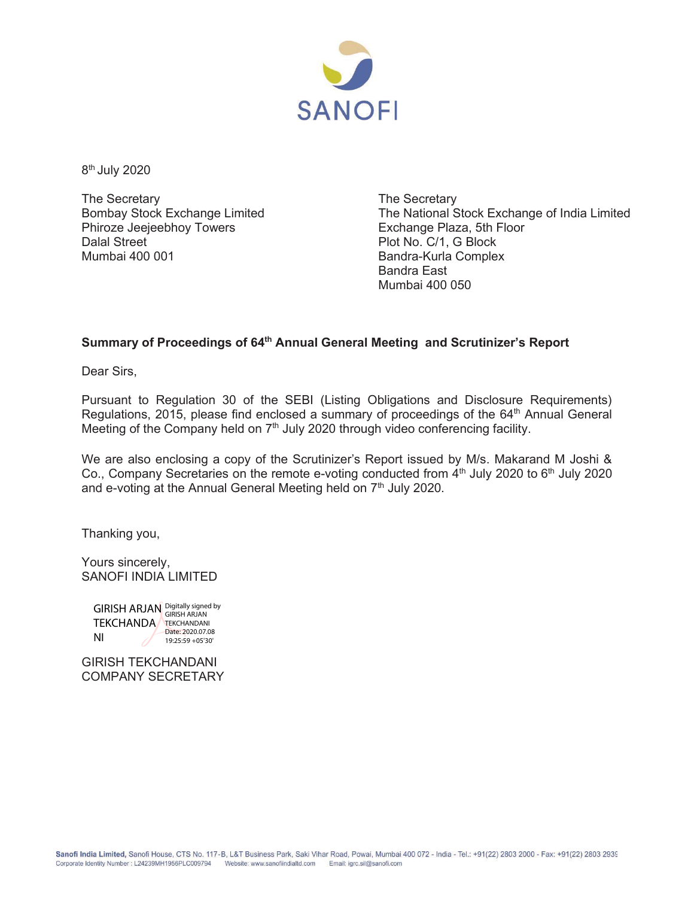SANOFI

8th July 2020

The Secretary
Bombay Stock Exchange Limited
Phiroze Jeejeebhoy Towers
Dalal Street
Mumbai 400 001

The Secretary
The National Stock Exchange of India Limited
Exchange Plaza, 5th Floor
Plot No. C/1, G Block
Bandra-Kurla Complex
Bandra East
Mumbai 400 050

**Summary of Proceedings of 64th Annual General Meeting and Scrutinizer's Report**

Dear Sirs,

Pursuant to Regulation 30 of the SEBI (Listing Obligations and Disclosure Requirements) Regulations, 2015, please find enclosed a summary of proceedings of the 64th Annual General Meeting of the Company held on 7th July 2020 through video conferencing facility.

We are also enclosing a copy of the Scrutinizer's Report issued by M/s. Makarand M Joshi & Co., Company Secretaries on the remote e-voting conducted from 4th July 2020 to 6th July 2020 and e-voting at the Annual General Meeting held on 7th July 2020.

Thanking you,

Yours sincerely,
SANOFI INDIA LIMITED

GIRISH ARJAN TEKCHANDANI
Digitally signed by GIRISH ARJAN TEKCHANDANI
Date: 2020.07.08 19:25:59 +05'30'

GIRISH TEKCHANDANI
COMPANY SECRETARY

**Sanofi India Limited,** Sanofi House, CTS No. 117-B, L&T Business Park, Saki Vihar Road, Powai, Mumbai 400 072 - India - Tel.: +91(22) 2803 2000 - Fax: +91(22) 2803 2939
Corporate Identity Number : L24239MH1956PLC009794 Website: www.sanofiindialtd.com Email: igrc.sil@sanofi.com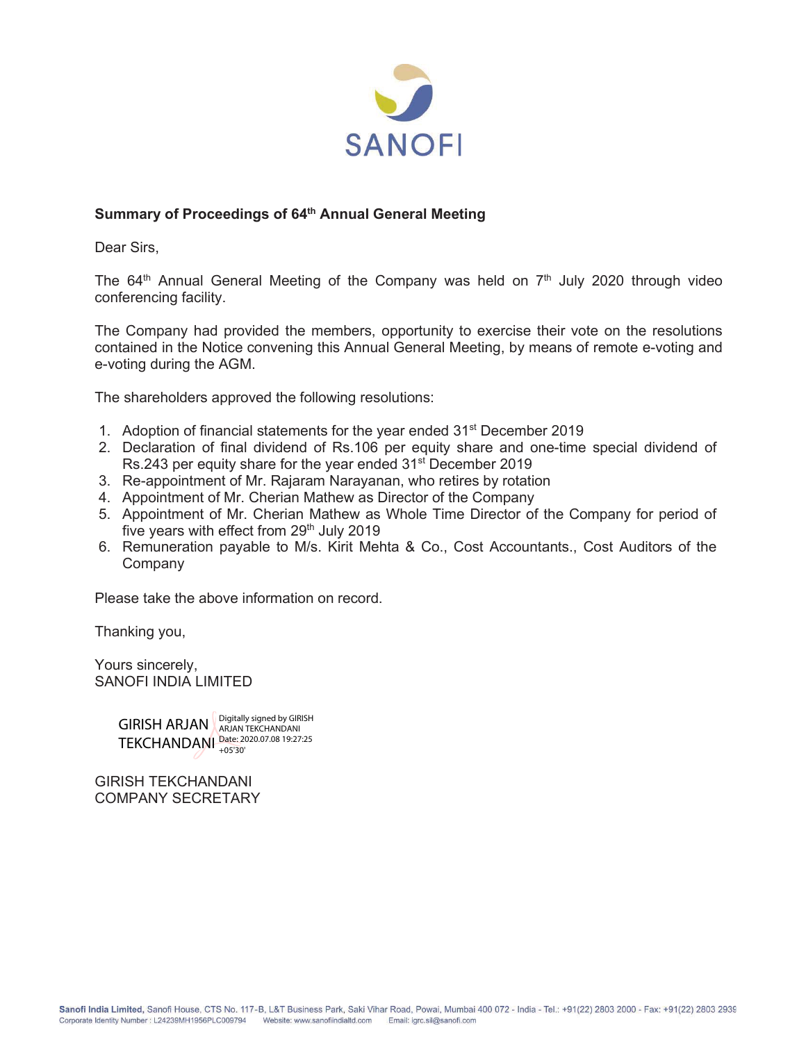SANOFI

**Summary of Proceedings of 64th Annual General Meeting**

Dear Sirs,

The 64th Annual General Meeting of the Company was held on 7th July 2020 through video conferencing facility.

The Company had provided the members, opportunity to exercise their vote on the resolutions contained in the Notice convening this Annual General Meeting, by means of remote e-voting and e-voting during the AGM.

The shareholders approved the following resolutions:

1. Adoption of financial statements for the year ended 31st December 2019
2. Declaration of final dividend of Rs.106 per equity share and one-time special dividend of Rs.243 per equity share for the year ended 31st December 2019
3. Re-appointment of Mr. Rajaram Narayanan, who retires by rotation
4. Appointment of Mr. Cherian Mathew as Director of the Company
5. Appointment of Mr. Cherian Mathew as Whole Time Director of the Company for period of five years with effect from 29th July 2019
6. Remuneration payable to M/s. Kirit Mehta & Co., Cost Accountants., Cost Auditors of the Company

Please take the above information on record.

Thanking you,

Yours sincerely,
SANOFI INDIA LIMITED

GIRISH ARJAN TEKCHANDANI — Digitally signed by GIRISH ARJAN TEKCHANDANI Date: 2020.07.08 19:27:25 +05'30'

GIRISH TEKCHANDANI
COMPANY SECRETARY

**Sanofi India Limited,** Sanofi House, CTS No. 117-B, L&T Business Park, Saki Vihar Road, Powai, Mumbai 400 072 - India - Tel.: +91(22) 2803 2000 - Fax: +91(22) 2803 2939
Corporate Identity Number : L24239MH1956PLC009794 Website: www.sanofiindialtd.com Email: igrc.sil@sanofi.com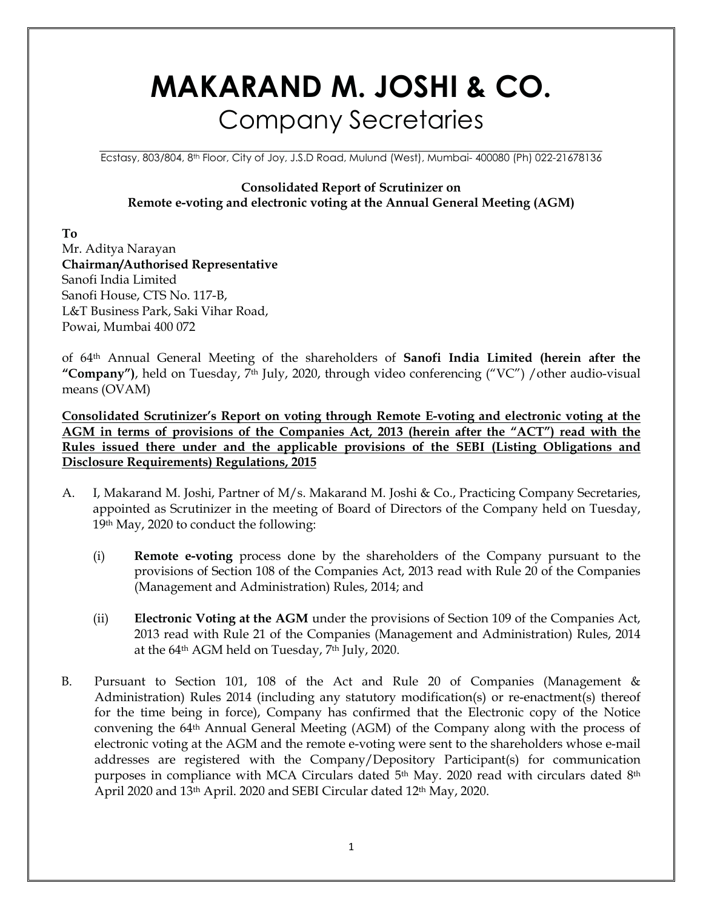# MAKARAND M. JOSHI & CO.

## Company Secretaries

Ecstasy, 803/804, 8th Floor, City of Joy, J.S.D Road, Mulund (West), Mumbai- 400080 (Ph) 022-21678136

**Consolidated Report of Scrutinizer on**
**Remote e-voting and electronic voting at the Annual General Meeting (AGM)**

**To**
Mr. Aditya Narayan
**Chairman/Authorised Representative**
Sanofi India Limited
Sanofi House, CTS No. 117-B,
L&T Business Park, Saki Vihar Road,
Powai, Mumbai 400 072

of 64th Annual General Meeting of the shareholders of **Sanofi India Limited (herein after the "Company")**, held on Tuesday, 7th July, 2020, through video conferencing ("VC") /other audio-visual means (OVAM)

**Consolidated Scrutinizer's Report on voting through Remote E-voting and electronic voting at the AGM in terms of provisions of the Companies Act, 2013 (herein after the "ACT") read with the Rules issued there under and the applicable provisions of the SEBI (Listing Obligations and Disclosure Requirements) Regulations, 2015**

A. I, Makarand M. Joshi, Partner of M/s. Makarand M. Joshi & Co., Practicing Company Secretaries, appointed as Scrutinizer in the meeting of Board of Directors of the Company held on Tuesday, 19th May, 2020 to conduct the following:

   (i) **Remote e-voting** process done by the shareholders of the Company pursuant to the provisions of Section 108 of the Companies Act, 2013 read with Rule 20 of the Companies (Management and Administration) Rules, 2014; and

   (ii) **Electronic Voting at the AGM** under the provisions of Section 109 of the Companies Act, 2013 read with Rule 21 of the Companies (Management and Administration) Rules, 2014 at the 64th AGM held on Tuesday, 7th July, 2020.

B. Pursuant to Section 101, 108 of the Act and Rule 20 of Companies (Management & Administration) Rules 2014 (including any statutory modification(s) or re-enactment(s) thereof for the time being in force), Company has confirmed that the Electronic copy of the Notice convening the 64th Annual General Meeting (AGM) of the Company along with the process of electronic voting at the AGM and the remote e-voting were sent to the shareholders whose e-mail addresses are registered with the Company/Depository Participant(s) for communication purposes in compliance with MCA Circulars dated 5th May. 2020 read with circulars dated 8th April 2020 and 13th April. 2020 and SEBI Circular dated 12th May, 2020.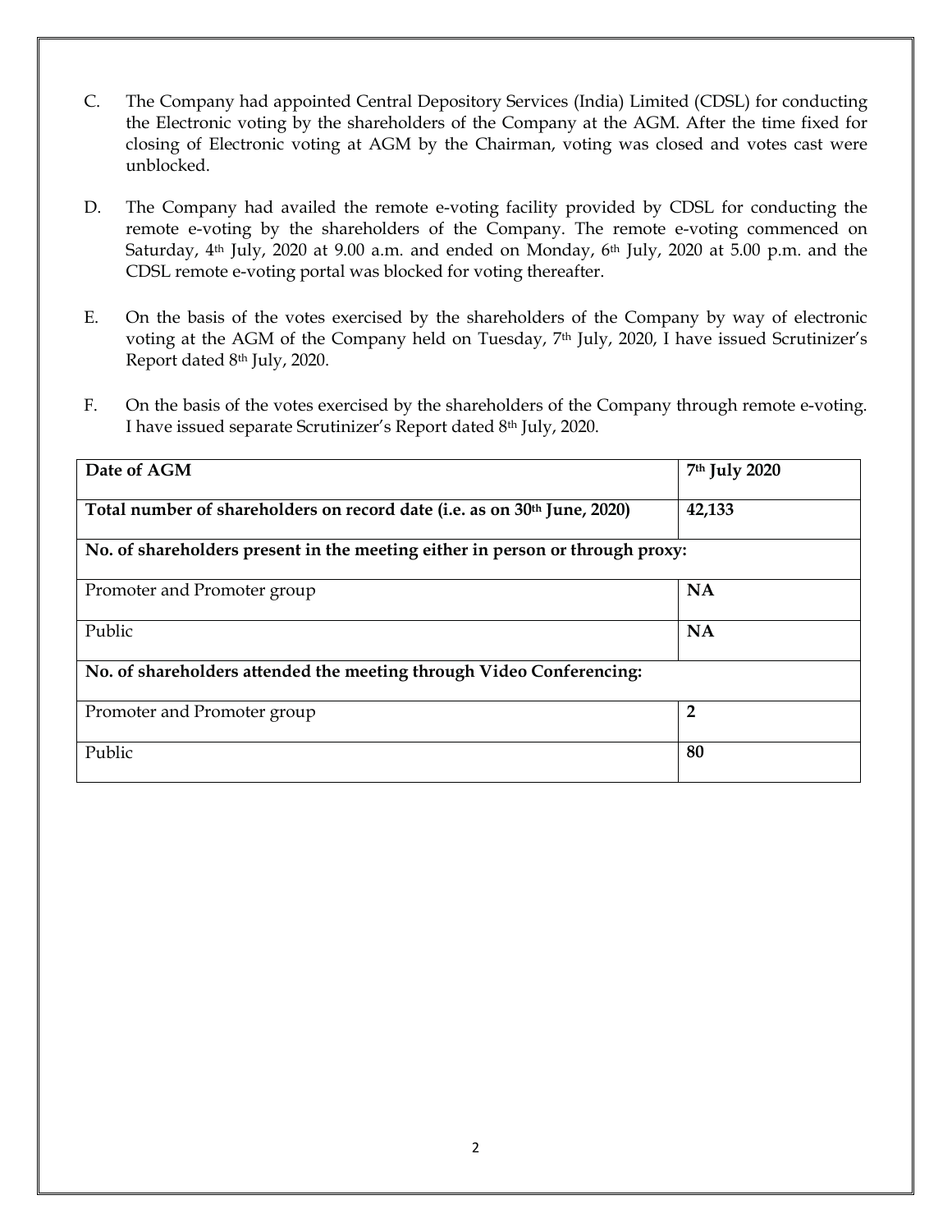C. The Company had appointed Central Depository Services (India) Limited (CDSL) for conducting the Electronic voting by the shareholders of the Company at the AGM. After the time fixed for closing of Electronic voting at AGM by the Chairman, voting was closed and votes cast were unblocked.

D. The Company had availed the remote e-voting facility provided by CDSL for conducting the remote e-voting by the shareholders of the Company. The remote e-voting commenced on Saturday, 4th July, 2020 at 9.00 a.m. and ended on Monday, 6th July, 2020 at 5.00 p.m. and the CDSL remote e-voting portal was blocked for voting thereafter.

E. On the basis of the votes exercised by the shareholders of the Company by way of electronic voting at the AGM of the Company held on Tuesday, 7th July, 2020, I have issued Scrutinizer's Report dated 8th July, 2020.

F. On the basis of the votes exercised by the shareholders of the Company through remote e-voting. I have issued separate Scrutinizer's Report dated 8th July, 2020.

| **Date of AGM** | **7th July 2020** |
|---|---|
| **Total number of shareholders on record date (i.e. as on 30th June, 2020)** | **42,133** |
| **No. of shareholders present in the meeting either in person or through proxy:** | |
| Promoter and Promoter group | **NA** |
| Public | **NA** |
| **No. of shareholders attended the meeting through Video Conferencing:** | |
| Promoter and Promoter group | **2** |
| Public | **80** |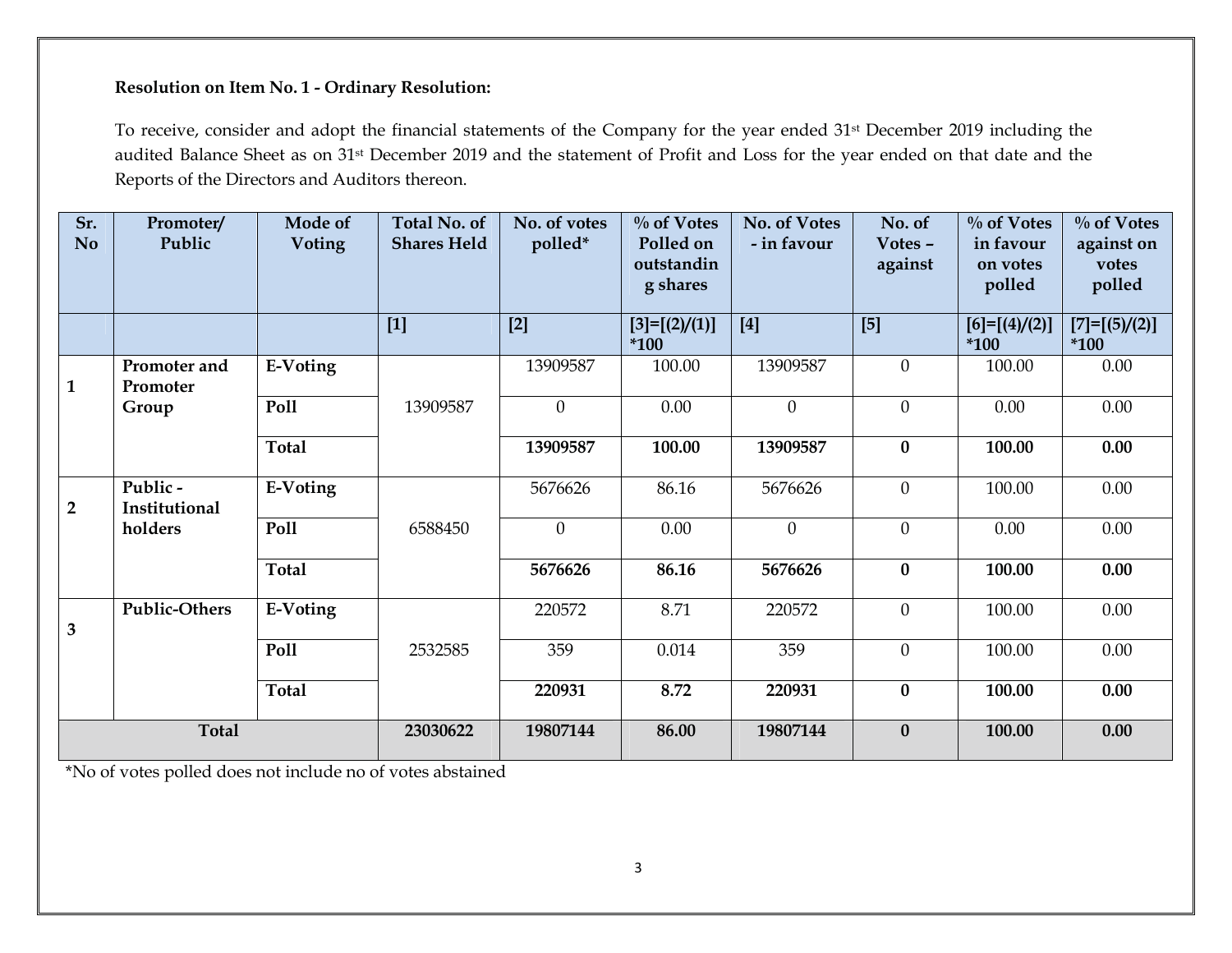**Resolution on Item No. 1 - Ordinary Resolution:**

To receive, consider and adopt the financial statements of the Company for the year ended 31st December 2019 including the audited Balance Sheet as on 31st December 2019 and the statement of Profit and Loss for the year ended on that date and the Reports of the Directors and Auditors thereon.

| Sr. No | Promoter/ Public | Mode of Voting | Total No. of Shares Held | No. of votes polled* | % of Votes Polled on outstanding shares | No. of Votes - in favour | No. of Votes – against | % of Votes in favour on votes polled | % of Votes against on votes polled |
|---|---|---|---|---|---|---|---|---|---|
| | | | [1] | [2] | [3]=[(2)/(1)] *100 | [4] | [5] | [6]=[(4)/(2)] *100 | [7]=[(5)/(2)] *100 |
| 1 | **Promoter and Promoter Group** | **E-Voting** | 13909587 | 13909587 | 100.00 | 13909587 | 0 | 100.00 | 0.00 |
| | | **Poll** | | 0 | 0.00 | 0 | 0 | 0.00 | 0.00 |
| | | **Total** | | **13909587** | **100.00** | **13909587** | **0** | **100.00** | **0.00** |
| 2 | **Public - Institutional holders** | **E-Voting** | 6588450 | 5676626 | 86.16 | 5676626 | 0 | 100.00 | 0.00 |
| | | **Poll** | | 0 | 0.00 | 0 | 0 | 0.00 | 0.00 |
| | | **Total** | | **5676626** | **86.16** | **5676626** | **0** | **100.00** | **0.00** |
| 3 | **Public-Others** | **E-Voting** | 2532585 | 220572 | 8.71 | 220572 | 0 | 100.00 | 0.00 |
| | | **Poll** | | 359 | 0.014 | 359 | 0 | 100.00 | 0.00 |
| | | **Total** | | **220931** | **8.72** | **220931** | **0** | **100.00** | **0.00** |
| **Total** | | | **23030622** | **19807144** | **86.00** | **19807144** | **0** | **100.00** | **0.00** |

*No of votes polled does not include no of votes abstained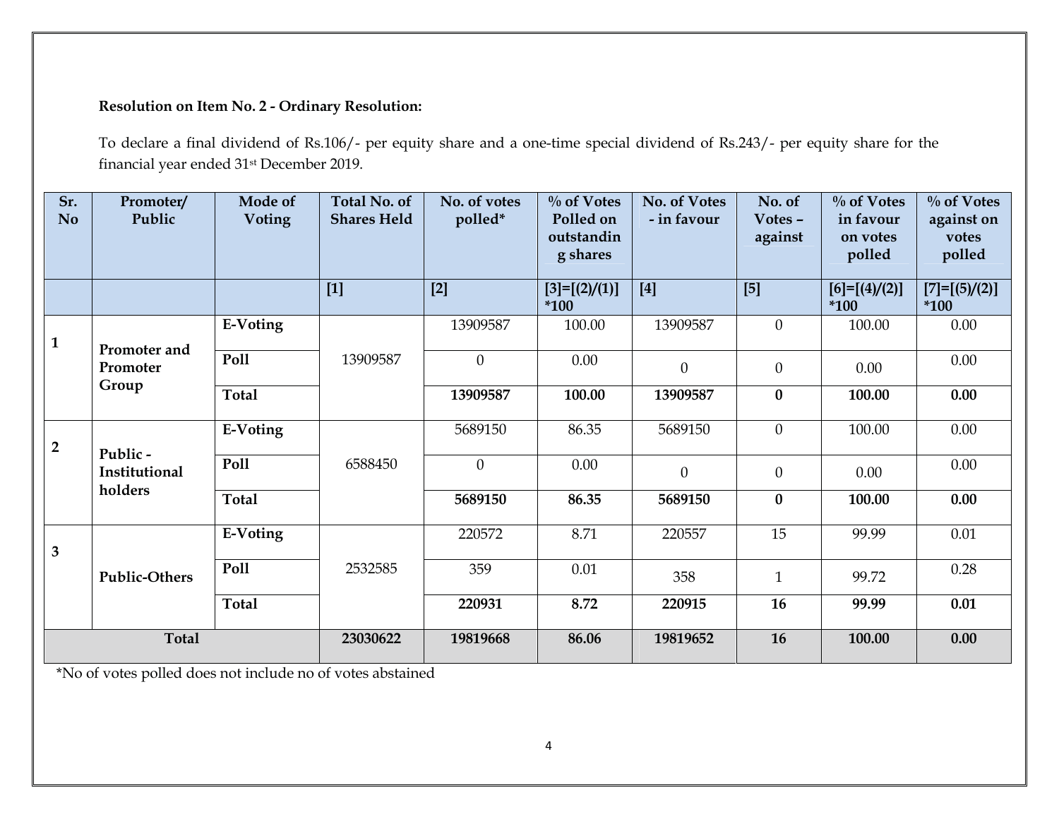**Resolution on Item No. 2 - Ordinary Resolution:**

To declare a final dividend of Rs.106/- per equity share and a one-time special dividend of Rs.243/- per equity share for the financial year ended 31st December 2019.

| Sr. No | Promoter/ Public | Mode of Voting | Total No. of Shares Held | No. of votes polled* | % of Votes Polled on outstanding shares | No. of Votes - in favour | No. of Votes – against | % of Votes in favour on votes polled | % of Votes against on votes polled |
|---|---|---|---|---|---|---|---|---|---|
| | | | [1] | [2] | [3]=[(2)/(1)] *100 | [4] | [5] | [6]=[(4)/(2)] *100 | [7]=[(5)/(2)] *100 |
| 1 | Promoter and Promoter Group | E-Voting | 13909587 | 13909587 | 100.00 | 13909587 | 0 | 100.00 | 0.00 |
| | | Poll | | 0 | 0.00 | 0 | 0 | 0.00 | 0.00 |
| | | **Total** | | **13909587** | **100.00** | **13909587** | **0** | **100.00** | **0.00** |
| 2 | Public - Institutional holders | E-Voting | 6588450 | 5689150 | 86.35 | 5689150 | 0 | 100.00 | 0.00 |
| | | Poll | | 0 | 0.00 | 0 | 0 | 0.00 | 0.00 |
| | | **Total** | | **5689150** | **86.35** | **5689150** | **0** | **100.00** | **0.00** |
| 3 | Public-Others | E-Voting | 2532585 | 220572 | 8.71 | 220557 | 15 | 99.99 | 0.01 |
| | | Poll | | 359 | 0.01 | 358 | 1 | 99.72 | 0.28 |
| | | **Total** | | **220931** | **8.72** | **220915** | **16** | **99.99** | **0.01** |
| **Total** | | | **23030622** | **19819668** | **86.06** | **19819652** | **16** | **100.00** | **0.00** |

*No of votes polled does not include no of votes abstained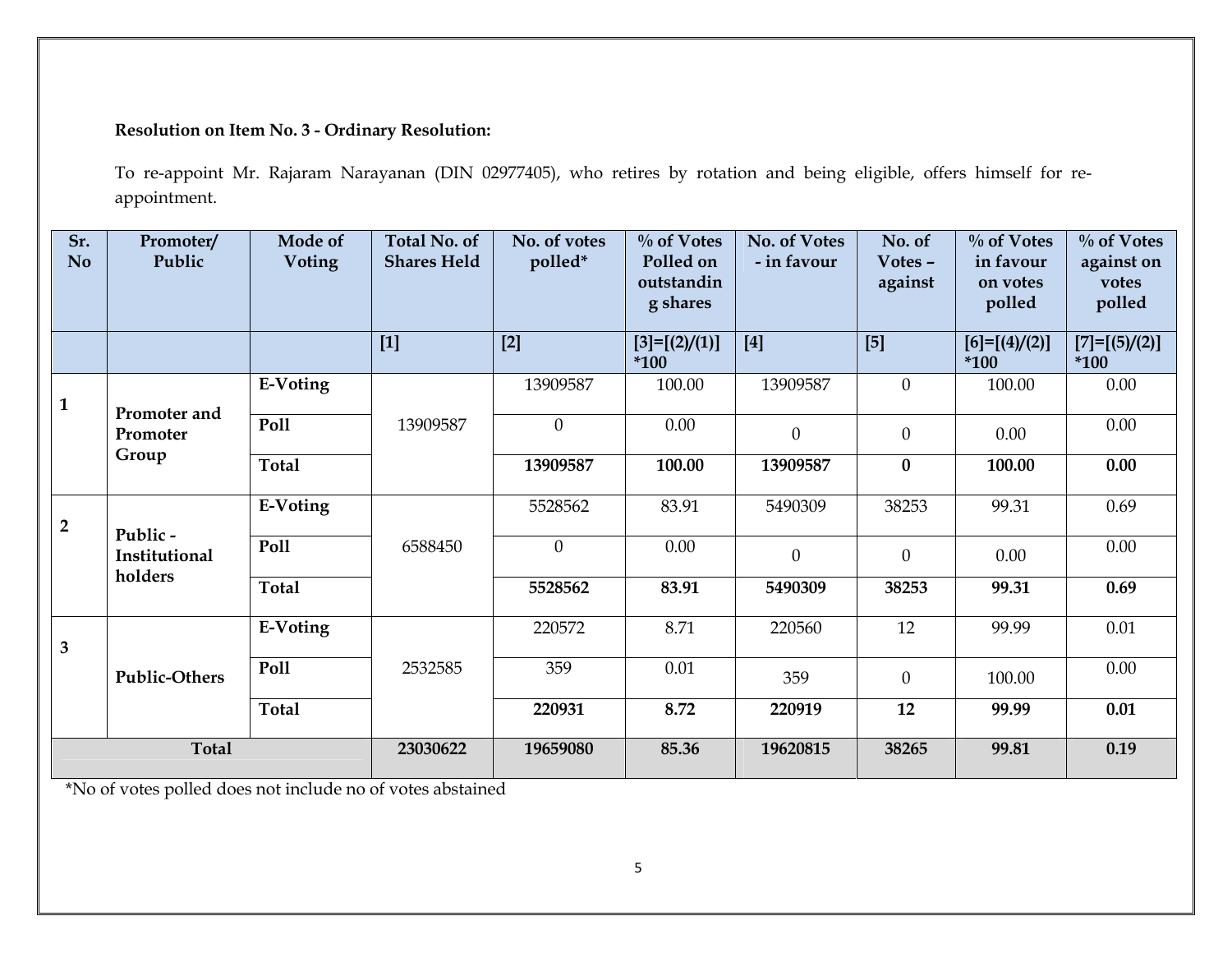**Resolution on Item No. 3 - Ordinary Resolution:**

To re-appoint Mr. Rajaram Narayanan (DIN 02977405), who retires by rotation and being eligible, offers himself for re-appointment.

| Sr. No | Promoter/ Public | Mode of Voting | Total No. of Shares Held | No. of votes polled* | % of Votes Polled on outstanding shares | No. of Votes - in favour | No. of Votes – against | % of Votes in favour on votes polled | % of Votes against on votes polled |
|---|---|---|---|---|---|---|---|---|---|
| | | | [1] | [2] | [3]=[(2)/(1)] *100 | [4] | [5] | [6]=[(4)/(2)] *100 | [7]=[(5)/(2)] *100 |
| 1 | Promoter and Promoter Group | E-Voting | 13909587 | 13909587 | 100.00 | 13909587 | 0 | 100.00 | 0.00 |
| | | Poll | | 0 | 0.00 | 0 | 0 | 0.00 | 0.00 |
| | | **Total** | | **13909587** | **100.00** | **13909587** | **0** | **100.00** | **0.00** |
| 2 | Public - Institutional holders | E-Voting | 6588450 | 5528562 | 83.91 | 5490309 | 38253 | 99.31 | 0.69 |
| | | Poll | | 0 | 0.00 | 0 | 0 | 0.00 | 0.00 |
| | | **Total** | | **5528562** | **83.91** | **5490309** | **38253** | **99.31** | **0.69** |
| 3 | Public-Others | E-Voting | 2532585 | 220572 | 8.71 | 220560 | 12 | 99.99 | 0.01 |
| | | Poll | | 359 | 0.01 | 359 | 0 | 100.00 | 0.00 |
| | | **Total** | | **220931** | **8.72** | **220919** | **12** | **99.99** | **0.01** |
| **Total** | | | **23030622** | **19659080** | **85.36** | **19620815** | **38265** | **99.81** | **0.19** |

*No of votes polled does not include no of votes abstained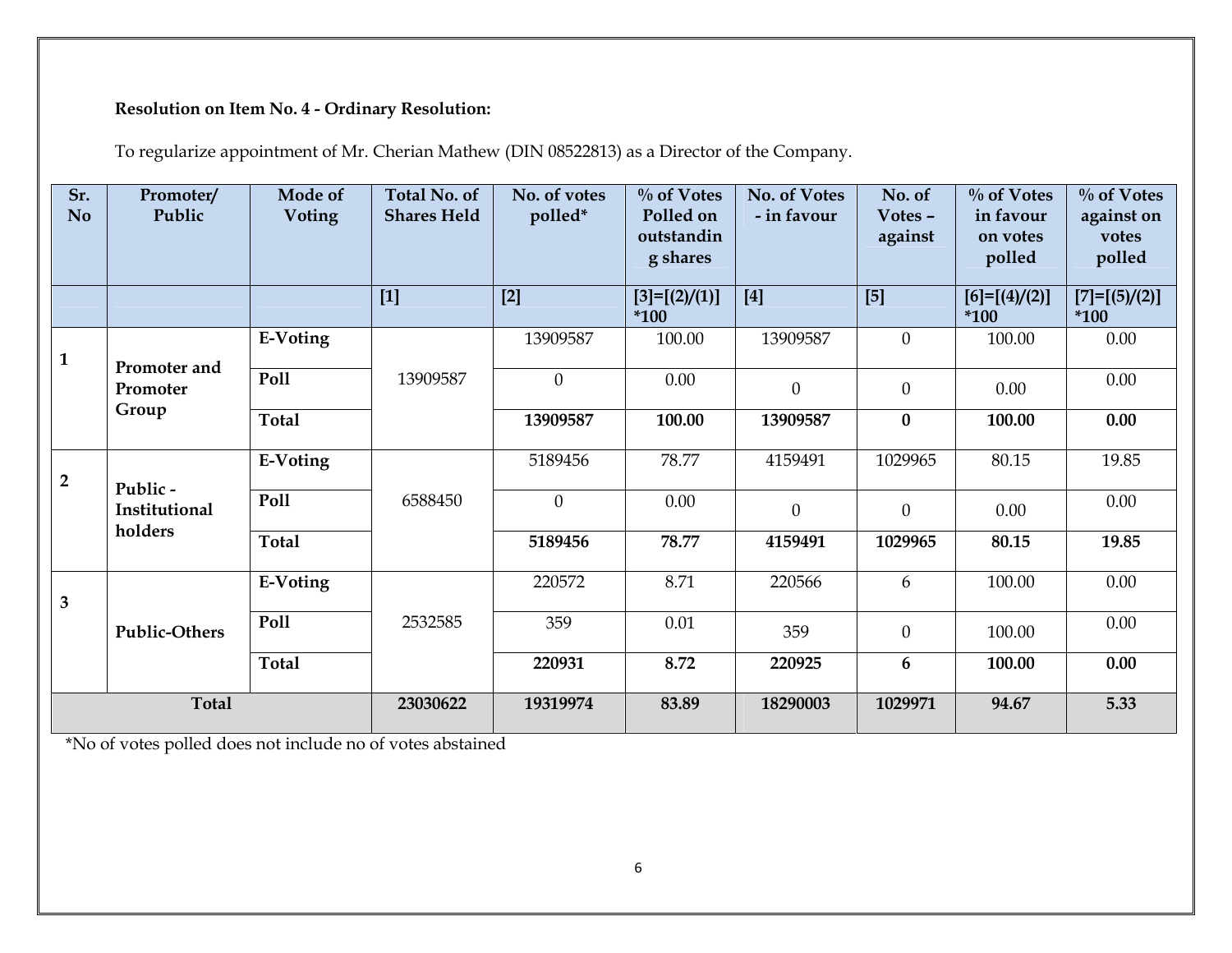**Resolution on Item No. 4 - Ordinary Resolution:**

To regularize appointment of Mr. Cherian Mathew (DIN 08522813) as a Director of the Company.

| Sr. No | Promoter/ Public | Mode of Voting | Total No. of Shares Held | No. of votes polled* | % of Votes Polled on outstanding shares | No. of Votes - in favour | No. of Votes – against | % of Votes in favour on votes polled | % of Votes against on votes polled |
|---|---|---|---|---|---|---|---|---|---|
| | | | [1] | [2] | [3]=[(2)/(1)] *100 | [4] | [5] | [6]=[(4)/(2)] *100 | [7]=[(5)/(2)] *100 |
| 1 | Promoter and Promoter Group | E-Voting | 13909587 | 13909587 | 100.00 | 13909587 | 0 | 100.00 | 0.00 |
| | | Poll | | 0 | 0.00 | 0 | 0 | 0.00 | 0.00 |
| | | **Total** | | **13909587** | **100.00** | **13909587** | **0** | **100.00** | **0.00** |
| 2 | Public - Institutional holders | E-Voting | 6588450 | 5189456 | 78.77 | 4159491 | 1029965 | 80.15 | 19.85 |
| | | Poll | | 0 | 0.00 | 0 | 0 | 0.00 | 0.00 |
| | | **Total** | | **5189456** | **78.77** | **4159491** | **1029965** | **80.15** | **19.85** |
| 3 | Public-Others | E-Voting | 2532585 | 220572 | 8.71 | 220566 | 6 | 100.00 | 0.00 |
| | | Poll | | 359 | 0.01 | 359 | 0 | 100.00 | 0.00 |
| | | **Total** | | **220931** | **8.72** | **220925** | **6** | **100.00** | **0.00** |
| **Total** | | | **23030622** | **19319974** | **83.89** | **18290003** | **1029971** | **94.67** | **5.33** |

*No of votes polled does not include no of votes abstained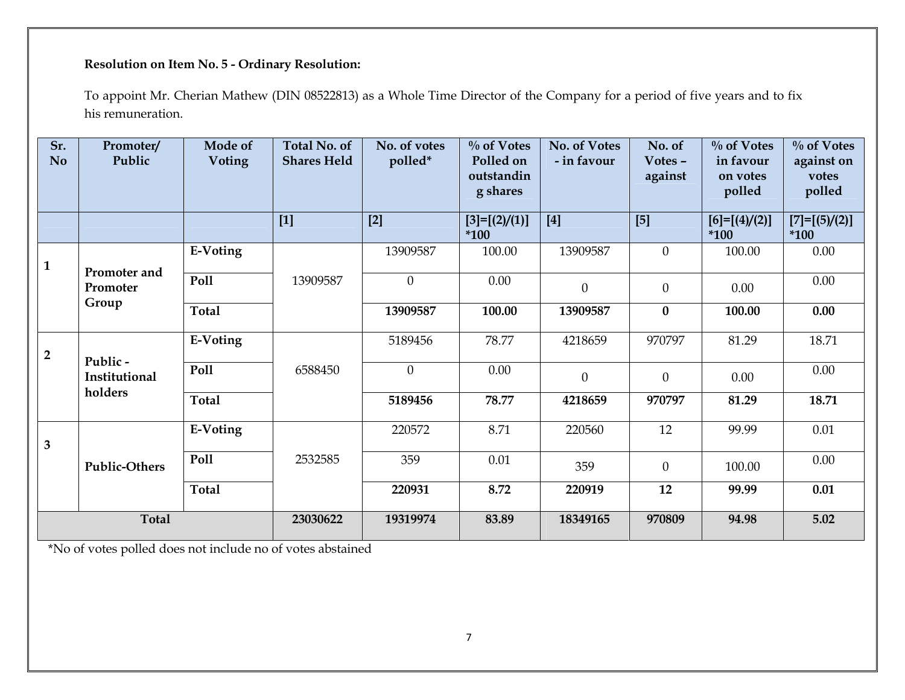**Resolution on Item No. 5 - Ordinary Resolution:**

To appoint Mr. Cherian Mathew (DIN 08522813) as a Whole Time Director of the Company for a period of five years and to fix his remuneration.

| Sr. No | Promoter/ Public | Mode of Voting | Total No. of Shares Held | No. of votes polled* | % of Votes Polled on outstanding shares | No. of Votes - in favour | No. of Votes – against | % of Votes in favour on votes polled | % of Votes against on votes polled |
|---|---|---|---|---|---|---|---|---|---|
| | | | [1] | [2] | [3]=[(2)/(1)] *100 | [4] | [5] | [6]=[(4)/(2)] *100 | [7]=[(5)/(2)] *100 |
| 1 | Promoter and Promoter Group | E-Voting | 13909587 | 13909587 | 100.00 | 13909587 | 0 | 100.00 | 0.00 |
| | | Poll | | 0 | 0.00 | 0 | 0 | 0.00 | 0.00 |
| | | **Total** | | **13909587** | **100.00** | **13909587** | **0** | **100.00** | **0.00** |
| 2 | Public - Institutional holders | E-Voting | 6588450 | 5189456 | 78.77 | 4218659 | 970797 | 81.29 | 18.71 |
| | | Poll | | 0 | 0.00 | 0 | 0 | 0.00 | 0.00 |
| | | **Total** | | **5189456** | **78.77** | **4218659** | **970797** | **81.29** | **18.71** |
| 3 | Public-Others | E-Voting | 2532585 | 220572 | 8.71 | 220560 | 12 | 99.99 | 0.01 |
| | | Poll | | 359 | 0.01 | 359 | 0 | 100.00 | 0.00 |
| | | **Total** | | **220931** | **8.72** | **220919** | **12** | **99.99** | **0.01** |
| **Total** | | | **23030622** | **19319974** | **83.89** | **18349165** | **970809** | **94.98** | **5.02** |

*No of votes polled does not include no of votes abstained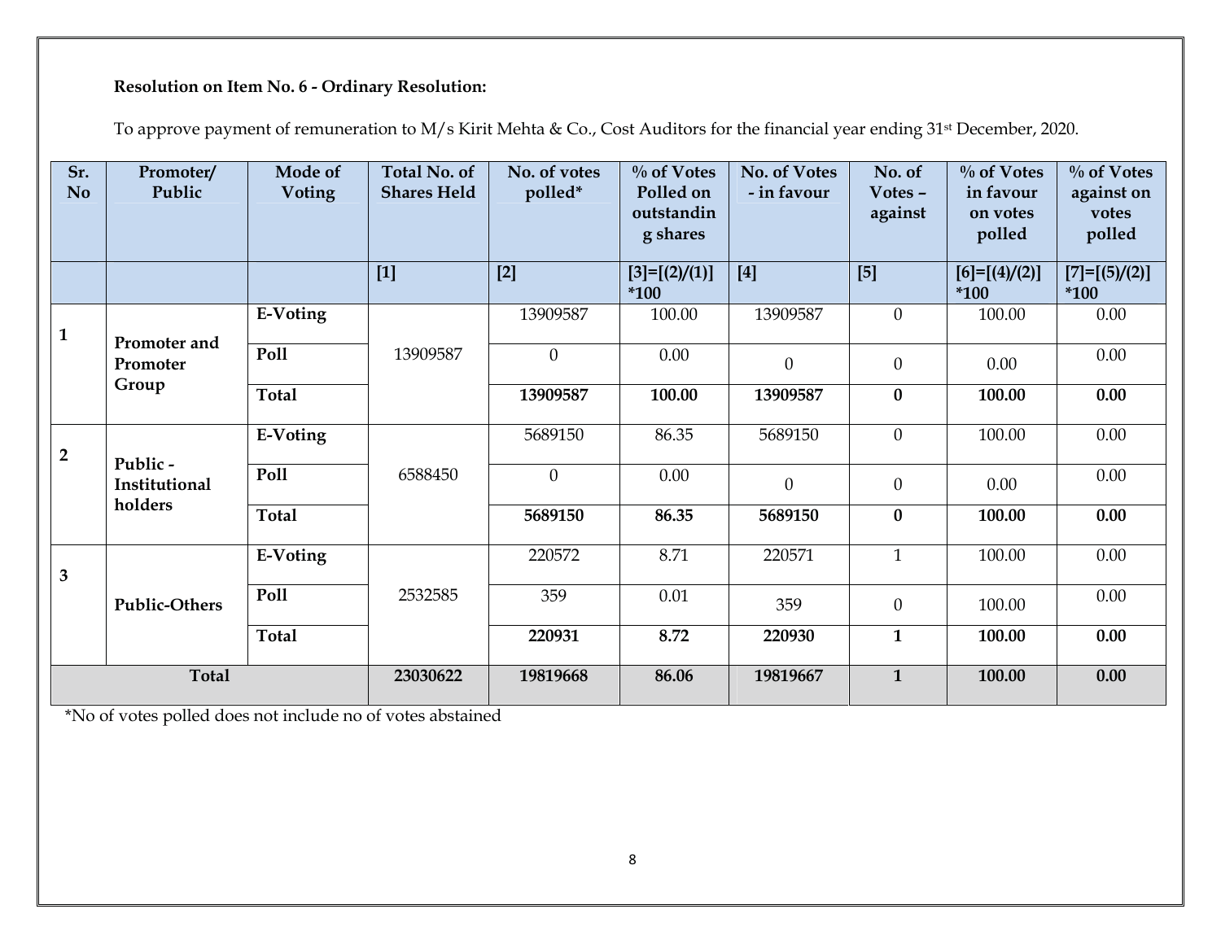**Resolution on Item No. 6 - Ordinary Resolution:**

To approve payment of remuneration to M/s Kirit Mehta & Co., Cost Auditors for the financial year ending 31st December, 2020.

| Sr. No | Promoter/ Public | Mode of Voting | Total No. of Shares Held | No. of votes polled* | % of Votes Polled on outstanding shares | No. of Votes - in favour | No. of Votes – against | % of Votes in favour on votes polled | % of Votes against on votes polled |
|---|---|---|---|---|---|---|---|---|---|
| | | | [1] | [2] | [3]=[(2)/(1)] *100 | [4] | [5] | [6]=[(4)/(2)] *100 | [7]=[(5)/(2)] *100 |
| 1 | Promoter and Promoter Group | E-Voting | 13909587 | 13909587 | 100.00 | 13909587 | 0 | 100.00 | 0.00 |
| | | Poll | | 0 | 0.00 | 0 | 0 | 0.00 | 0.00 |
| | | **Total** | | **13909587** | **100.00** | **13909587** | **0** | **100.00** | **0.00** |
| 2 | Public - Institutional holders | E-Voting | 6588450 | 5689150 | 86.35 | 5689150 | 0 | 100.00 | 0.00 |
| | | Poll | | 0 | 0.00 | 0 | 0 | 0.00 | 0.00 |
| | | **Total** | | **5689150** | **86.35** | **5689150** | **0** | **100.00** | **0.00** |
| 3 | Public-Others | E-Voting | 2532585 | 220572 | 8.71 | 220571 | 1 | 100.00 | 0.00 |
| | | Poll | | 359 | 0.01 | 359 | 0 | 100.00 | 0.00 |
| | | **Total** | | **220931** | **8.72** | **220930** | **1** | **100.00** | **0.00** |
| **Total** | | | **23030622** | **19819668** | **86.06** | **19819667** | **1** | **100.00** | **0.00** |

*No of votes polled does not include no of votes abstained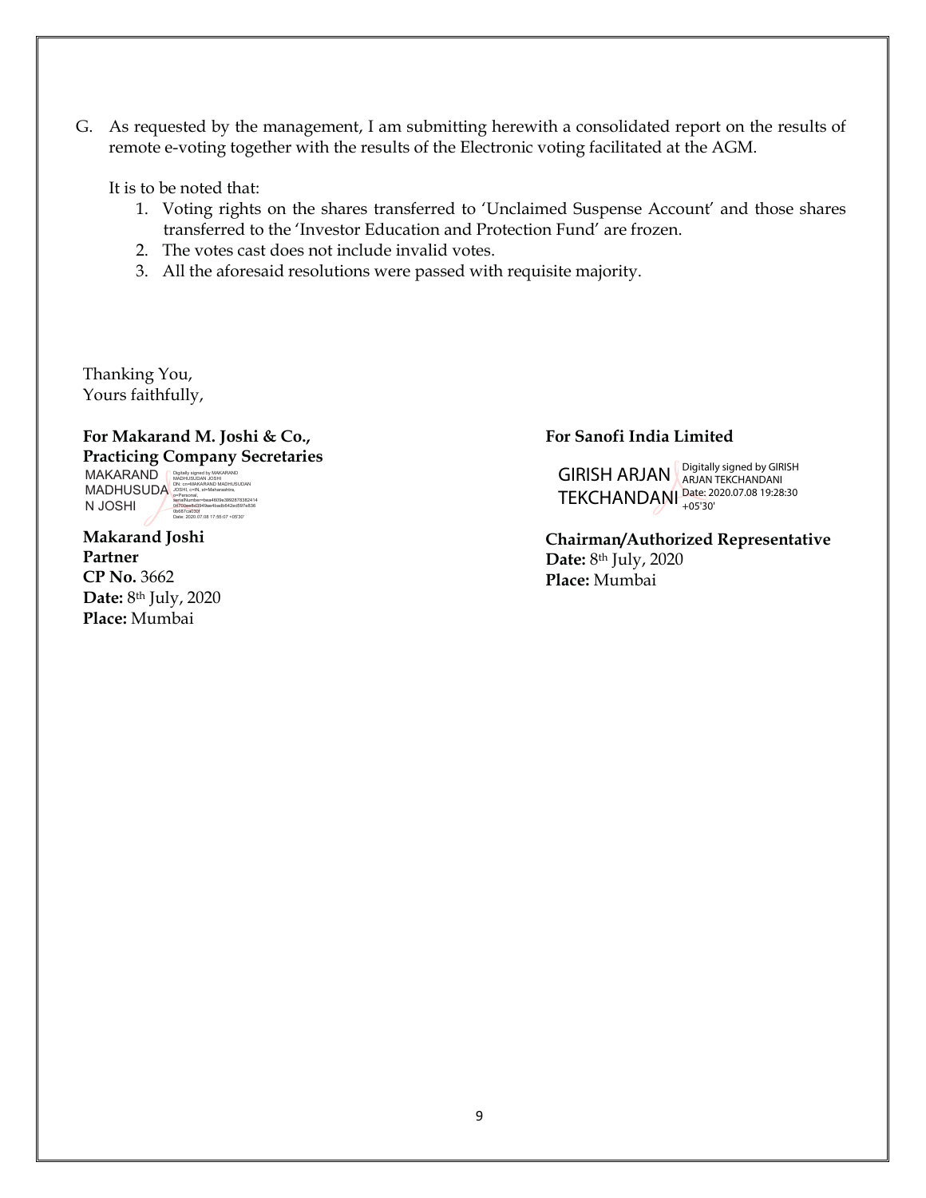G. As requested by the management, I am submitting herewith a consolidated report on the results of remote e-voting together with the results of the Electronic voting facilitated at the AGM.

It is to be noted that:

1. Voting rights on the shares transferred to 'Unclaimed Suspense Account' and those shares transferred to the 'Investor Education and Protection Fund' are frozen.
2. The votes cast does not include invalid votes.
3. All the aforesaid resolutions were passed with requisite majority.

Thanking You,
Yours faithfully,

**For Makarand M. Joshi & Co.,**
**Practicing Company Secretaries**

MAKARAND MADHUSUDAN JOSHI
Digitally signed by MAKARAND MADHUSUDAN JOSHI
DN: cn=MAKARAND MADHUSUDAN JOSHI, c=IN, st=Maharashtra, o=Personal, serialNumber=bea4609e3992878382414 04700ee8d3949ae4badb642ed597e836 0b687ca030f
Date: 2020.07.08 17:55:07 +05'30'

**Makarand Joshi**
**Partner**
**CP No.** 3662
**Date:** 8th July, 2020
**Place:** Mumbai

**For Sanofi India Limited**

GIRISH ARJAN TEKCHANDANI
Digitally signed by GIRISH ARJAN TEKCHANDANI
Date: 2020.07.08 19:28:30 +05'30'

**Chairman/Authorized Representative**
**Date:** 8th July, 2020
**Place:** Mumbai